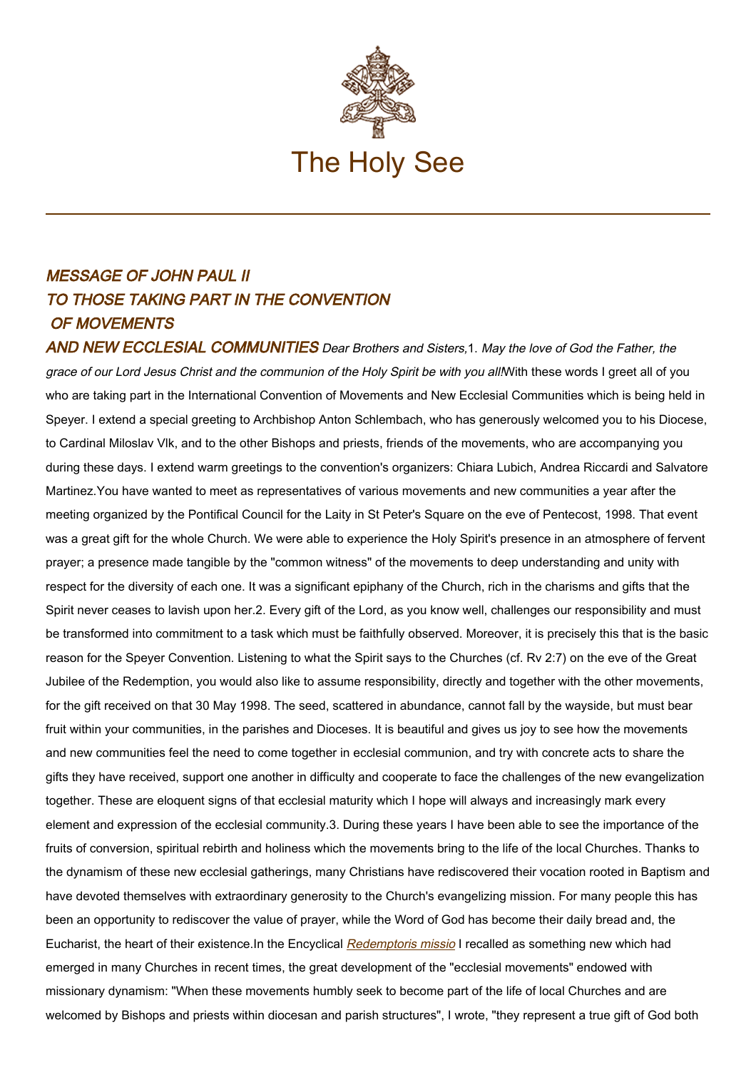The Holy See

## *MESSAGE OF JOHN PAUL II TO THOSE TAKING PART IN THE CONVENTION OF MOVEMENTS AND NEW ECCLESIAL COMMUNITIES*

*Dear Brothers and Sisters,*

1. *May the love of God the Father, the grace of our Lord Jesus Christ and the communion of the Holy Spirit be with you all!*

With these words I greet all of you who are taking part in the International Convention of Movements and New Ecclesial Communities which is being held in Speyer. I extend a special greeting to Archbishop Anton Schlembach, who has generously welcomed you to his Diocese, to Cardinal Miloslav Vlk, and to the other Bishops and priests, friends of the movements, who are accompanying you during these days. I extend warm greetings to the convention's organizers: Chiara Lubich, Andrea Riccardi and Salvatore Martinez.

You have wanted to meet as representatives of various movements and new communities a year after the meeting organized by the Pontifical Council for the Laity in St Peter's Square on the eve of Pentecost, 1998. That event was a great gift for the whole Church. We were able to experience the Holy Spirit's presence in an atmosphere of fervent prayer; a presence made tangible by the "common witness" of the movements to deep understanding and unity with respect for the diversity of each one. It was a significant epiphany of the Church, rich in the charisms and gifts that the Spirit never ceases to lavish upon her.

2. Every gift of the Lord, as you know well, challenges our responsibility and must be transformed into commitment to a task which must be faithfully observed. Moreover, it is precisely this that is the basic reason for the Speyer Convention. Listening to what the Spirit says to the Churches (cf. Rv 2:7) on the eve of the Great Jubilee of the Redemption, you would also like to assume responsibility, directly and together with the other movements, for the gift received on that 30 May 1998. The seed, scattered in abundance, cannot fall by the wayside, but must bear fruit within your communities, in the parishes and Dioceses. It is beautiful and gives us joy to see how the movements and new communities feel the need to come together in ecclesial communion, and try with concrete acts to share the gifts they have received, support one another in difficulty and cooperate to face the challenges of the new evangelization together. These are eloquent signs of that ecclesial maturity which I hope will always and increasingly mark every element and expression of the ecclesial community.

3. During these years I have been able to see the importance of the fruits of conversion, spiritual rebirth and holiness which the movements bring to the life of the local Churches. Thanks to the dynamism of these new ecclesial gatherings, many Christians have rediscovered their vocation rooted in Baptism and have devoted themselves with extraordinary generosity to the Church's evangelizing mission. For many people this has been an opportunity to rediscover the value of prayer, while the Word of God has become their daily bread and, the Eucharist, the heart of their existence.

In the Encyclical *Redemptoris missio* I recalled as something new which had emerged in many Churches in recent times, the great development of the "ecclesial movements" endowed with missionary dynamism: "When these movements humbly seek to become part of the life of local Churches and are welcomed by Bishops and priests within diocesan and parish structures", I wrote, "they represent a true gift of God both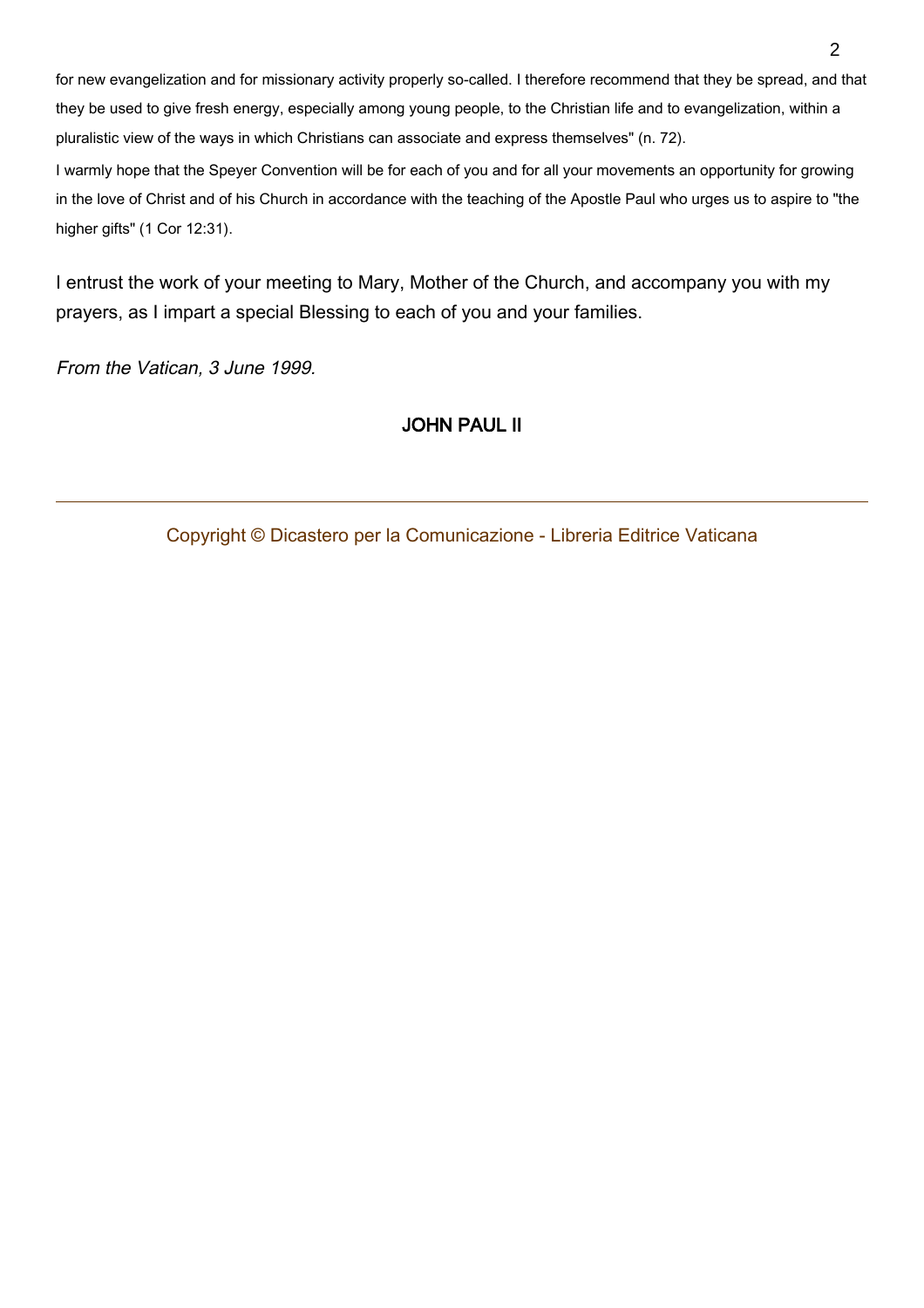for new evangelization and for missionary activity properly so-called. I therefore recommend that they be spread, and that they be used to give fresh energy, especially among young people, to the Christian life and to evangelization, within a pluralistic view of the ways in which Christians can associate and express themselves" (n. 72).

I warmly hope that the Speyer Convention will be for each of you and for all your movements an opportunity for growing in the love of Christ and of his Church in accordance with the teaching of the Apostle Paul who urges us to aspire to "the higher gifts" (1 Cor 12:31).

I entrust the work of your meeting to Mary, Mother of the Church, and accompany you with my prayers, as I impart a special Blessing to each of you and your families.

*From the Vatican, 3 June 1999.*

**JOHN PAUL II**

---

Copyright © Dicastero per la Comunicazione - Libreria Editrice Vaticana